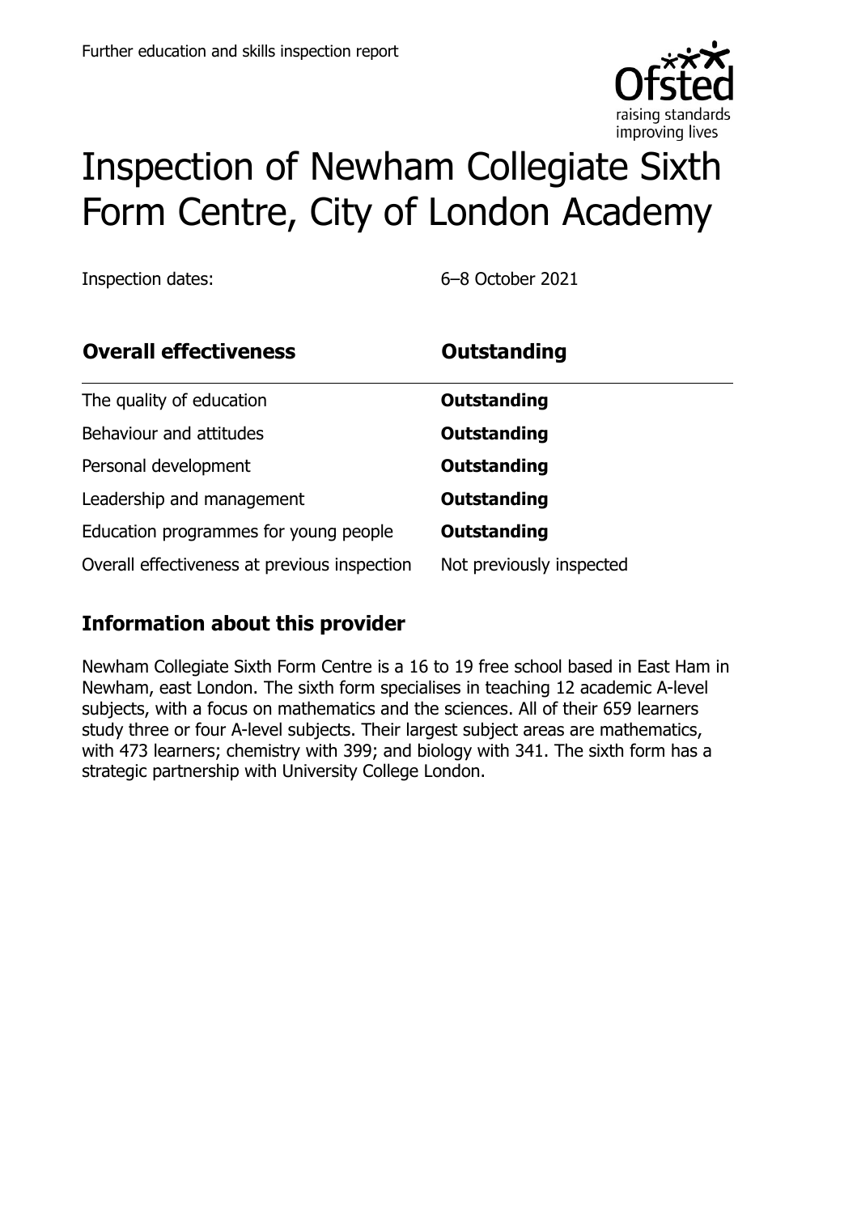Further education and skills inspection report

# Inspection of Newham Collegiate Sixth Form Centre, City of London Academy

Inspection dates: 6–8 October 2021

| **Overall effectiveness** | **Outstanding** |
|---|---|
| The quality of education | **Outstanding** |
| Behaviour and attitudes | **Outstanding** |
| Personal development | **Outstanding** |
| Leadership and management | **Outstanding** |
| Education programmes for young people | **Outstanding** |
| Overall effectiveness at previous inspection | Not previously inspected |

## Information about this provider

Newham Collegiate Sixth Form Centre is a 16 to 19 free school based in East Ham in Newham, east London. The sixth form specialises in teaching 12 academic A-level subjects, with a focus on mathematics and the sciences. All of their 659 learners study three or four A-level subjects. Their largest subject areas are mathematics, with 473 learners; chemistry with 399; and biology with 341. The sixth form has a strategic partnership with University College London.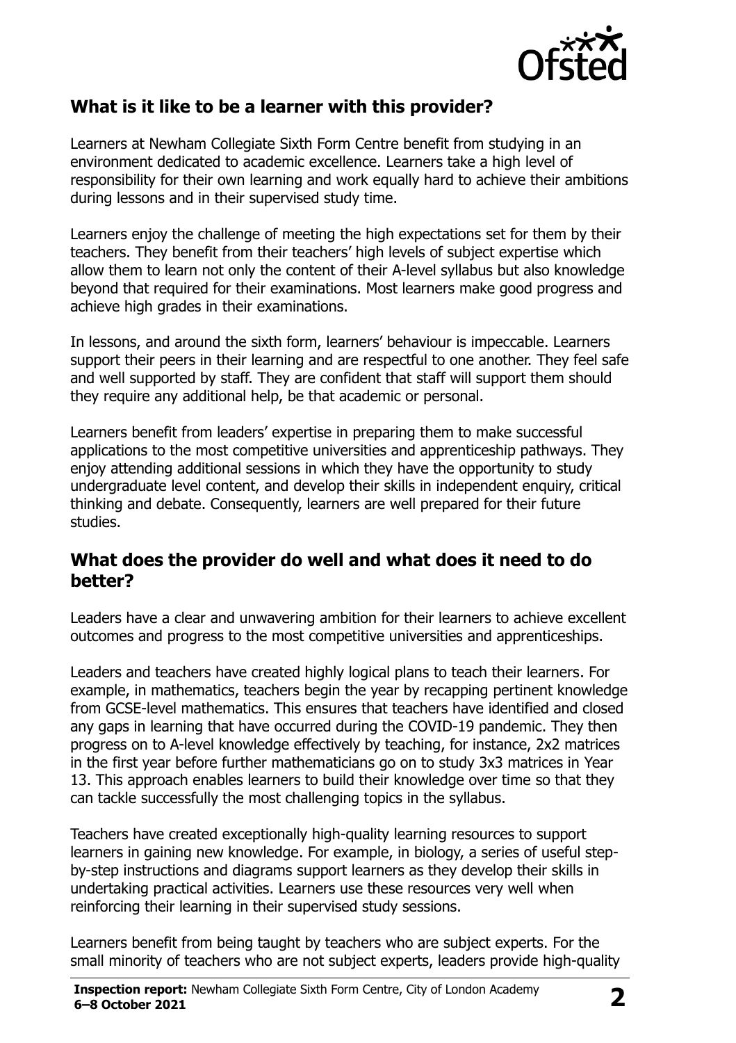## What is it like to be a learner with this provider?

Learners at Newham Collegiate Sixth Form Centre benefit from studying in an environment dedicated to academic excellence. Learners take a high level of responsibility for their own learning and work equally hard to achieve their ambitions during lessons and in their supervised study time.

Learners enjoy the challenge of meeting the high expectations set for them by their teachers. They benefit from their teachers' high levels of subject expertise which allow them to learn not only the content of their A-level syllabus but also knowledge beyond that required for their examinations. Most learners make good progress and achieve high grades in their examinations.

In lessons, and around the sixth form, learners' behaviour is impeccable. Learners support their peers in their learning and are respectful to one another. They feel safe and well supported by staff. They are confident that staff will support them should they require any additional help, be that academic or personal.

Learners benefit from leaders' expertise in preparing them to make successful applications to the most competitive universities and apprenticeship pathways. They enjoy attending additional sessions in which they have the opportunity to study undergraduate level content, and develop their skills in independent enquiry, critical thinking and debate. Consequently, learners are well prepared for their future studies.

## What does the provider do well and what does it need to do better?

Leaders have a clear and unwavering ambition for their learners to achieve excellent outcomes and progress to the most competitive universities and apprenticeships.

Leaders and teachers have created highly logical plans to teach their learners. For example, in mathematics, teachers begin the year by recapping pertinent knowledge from GCSE-level mathematics. This ensures that teachers have identified and closed any gaps in learning that have occurred during the COVID-19 pandemic. They then progress on to A-level knowledge effectively by teaching, for instance, 2x2 matrices in the first year before further mathematicians go on to study 3x3 matrices in Year 13. This approach enables learners to build their knowledge over time so that they can tackle successfully the most challenging topics in the syllabus.

Teachers have created exceptionally high-quality learning resources to support learners in gaining new knowledge. For example, in biology, a series of useful step-by-step instructions and diagrams support learners as they develop their skills in undertaking practical activities. Learners use these resources very well when reinforcing their learning in their supervised study sessions.

Learners benefit from being taught by teachers who are subject experts. For the small minority of teachers who are not subject experts, leaders provide high-quality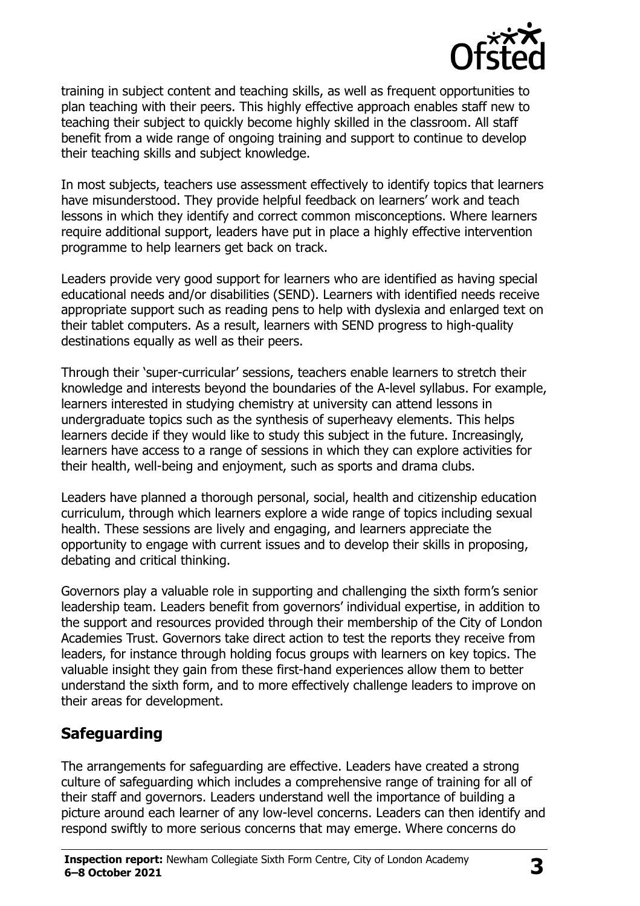training in subject content and teaching skills, as well as frequent opportunities to plan teaching with their peers. This highly effective approach enables staff new to teaching their subject to quickly become highly skilled in the classroom. All staff benefit from a wide range of ongoing training and support to continue to develop their teaching skills and subject knowledge.

In most subjects, teachers use assessment effectively to identify topics that learners have misunderstood. They provide helpful feedback on learners' work and teach lessons in which they identify and correct common misconceptions. Where learners require additional support, leaders have put in place a highly effective intervention programme to help learners get back on track.

Leaders provide very good support for learners who are identified as having special educational needs and/or disabilities (SEND). Learners with identified needs receive appropriate support such as reading pens to help with dyslexia and enlarged text on their tablet computers. As a result, learners with SEND progress to high-quality destinations equally as well as their peers.

Through their 'super-curricular' sessions, teachers enable learners to stretch their knowledge and interests beyond the boundaries of the A-level syllabus. For example, learners interested in studying chemistry at university can attend lessons in undergraduate topics such as the synthesis of superheavy elements. This helps learners decide if they would like to study this subject in the future. Increasingly, learners have access to a range of sessions in which they can explore activities for their health, well-being and enjoyment, such as sports and drama clubs.

Leaders have planned a thorough personal, social, health and citizenship education curriculum, through which learners explore a wide range of topics including sexual health. These sessions are lively and engaging, and learners appreciate the opportunity to engage with current issues and to develop their skills in proposing, debating and critical thinking.

Governors play a valuable role in supporting and challenging the sixth form's senior leadership team. Leaders benefit from governors' individual expertise, in addition to the support and resources provided through their membership of the City of London Academies Trust. Governors take direct action to test the reports they receive from leaders, for instance through holding focus groups with learners on key topics. The valuable insight they gain from these first-hand experiences allow them to better understand the sixth form, and to more effectively challenge leaders to improve on their areas for development.

## Safeguarding

The arrangements for safeguarding are effective. Leaders have created a strong culture of safeguarding which includes a comprehensive range of training for all of their staff and governors. Leaders understand well the importance of building a picture around each learner of any low-level concerns. Leaders can then identify and respond swiftly to more serious concerns that may emerge. Where concerns do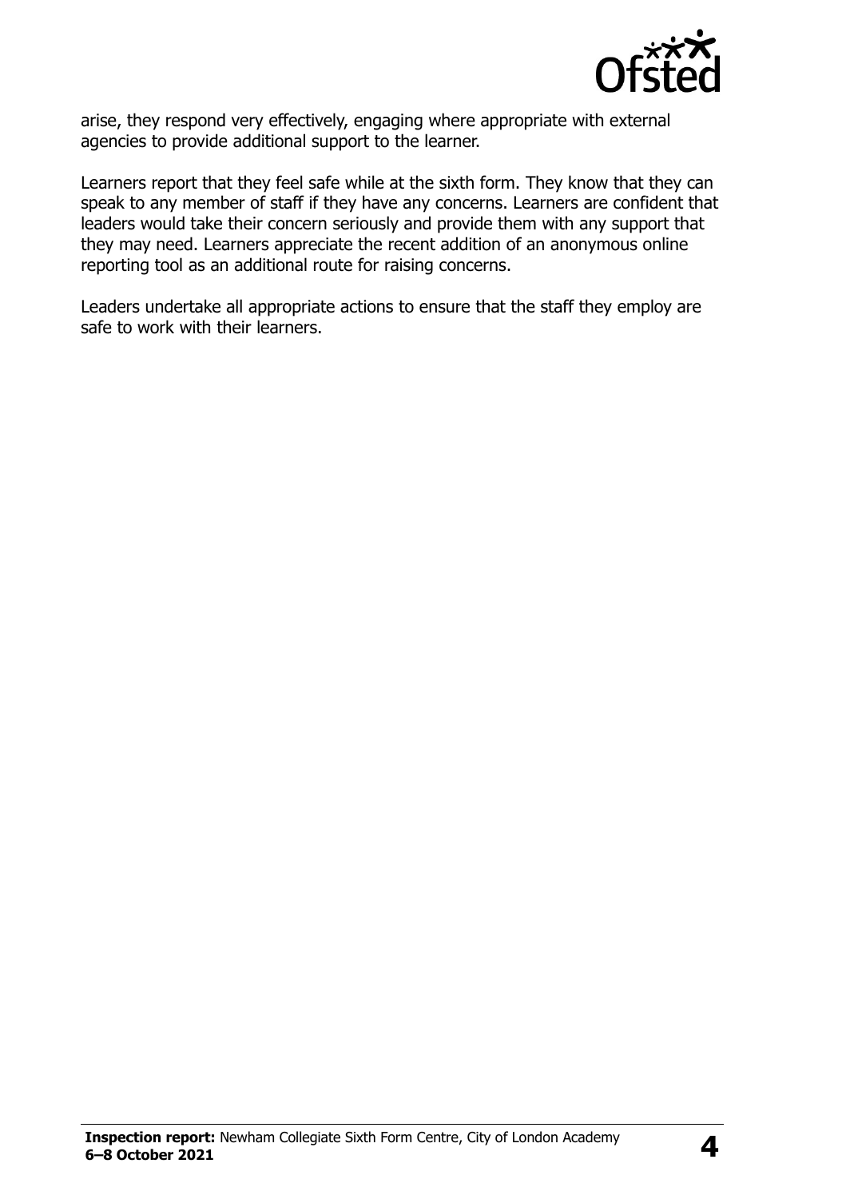arise, they respond very effectively, engaging where appropriate with external agencies to provide additional support to the learner.

Learners report that they feel safe while at the sixth form. They know that they can speak to any member of staff if they have any concerns. Learners are confident that leaders would take their concern seriously and provide them with any support that they may need. Learners appreciate the recent addition of an anonymous online reporting tool as an additional route for raising concerns.

Leaders undertake all appropriate actions to ensure that the staff they employ are safe to work with their learners.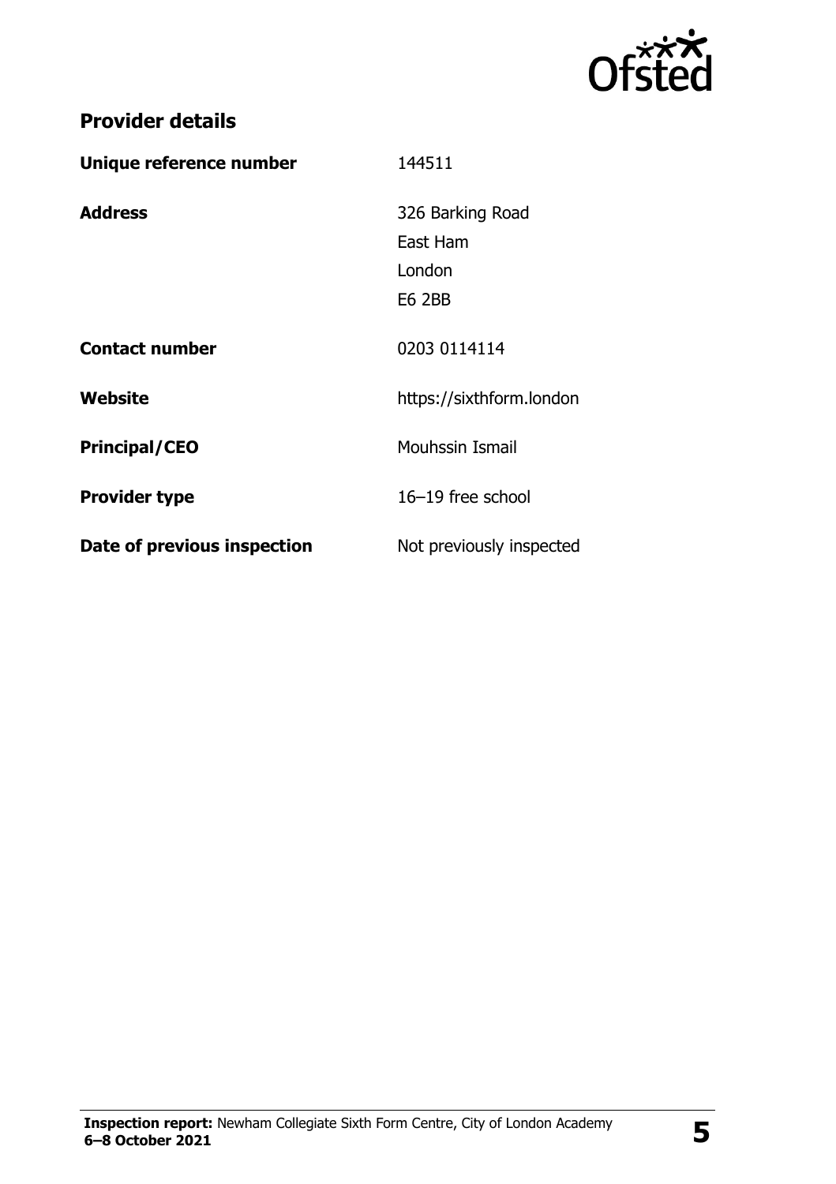## Provider details

| | |
|---|---|
| **Unique reference number** | 144511 |
| **Address** | 326 Barking Road<br>East Ham<br>London<br>E6 2BB |
| **Contact number** | 0203 0114114 |
| **Website** | https://sixthform.london |
| **Principal/CEO** | Mouhssin Ismail |
| **Provider type** | 16–19 free school |
| **Date of previous inspection** | Not previously inspected |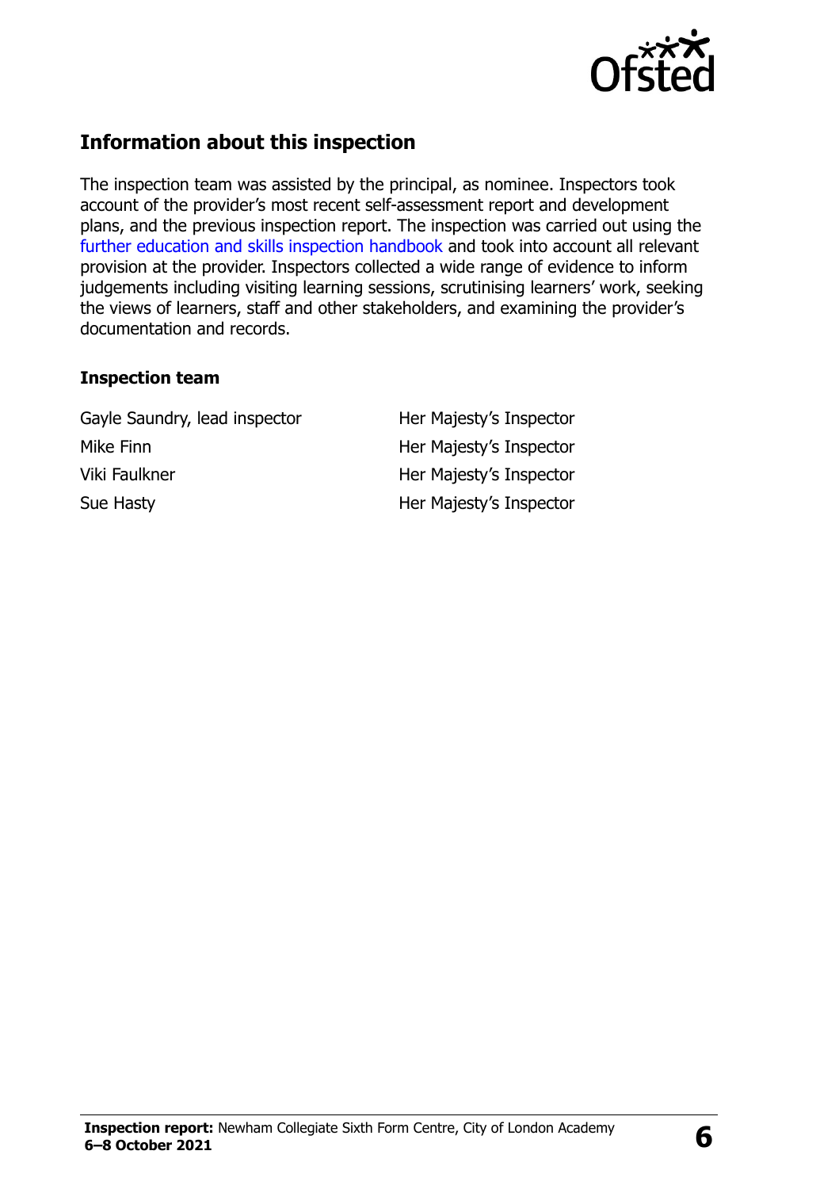## Information about this inspection

The inspection team was assisted by the principal, as nominee. Inspectors took account of the provider's most recent self-assessment report and development plans, and the previous inspection report. The inspection was carried out using the further education and skills inspection handbook and took into account all relevant provision at the provider. Inspectors collected a wide range of evidence to inform judgements including visiting learning sessions, scrutinising learners' work, seeking the views of learners, staff and other stakeholders, and examining the provider's documentation and records.

### Inspection team

| | |
|---|---|
| Gayle Saundry, lead inspector | Her Majesty's Inspector |
| Mike Finn | Her Majesty's Inspector |
| Viki Faulkner | Her Majesty's Inspector |
| Sue Hasty | Her Majesty's Inspector |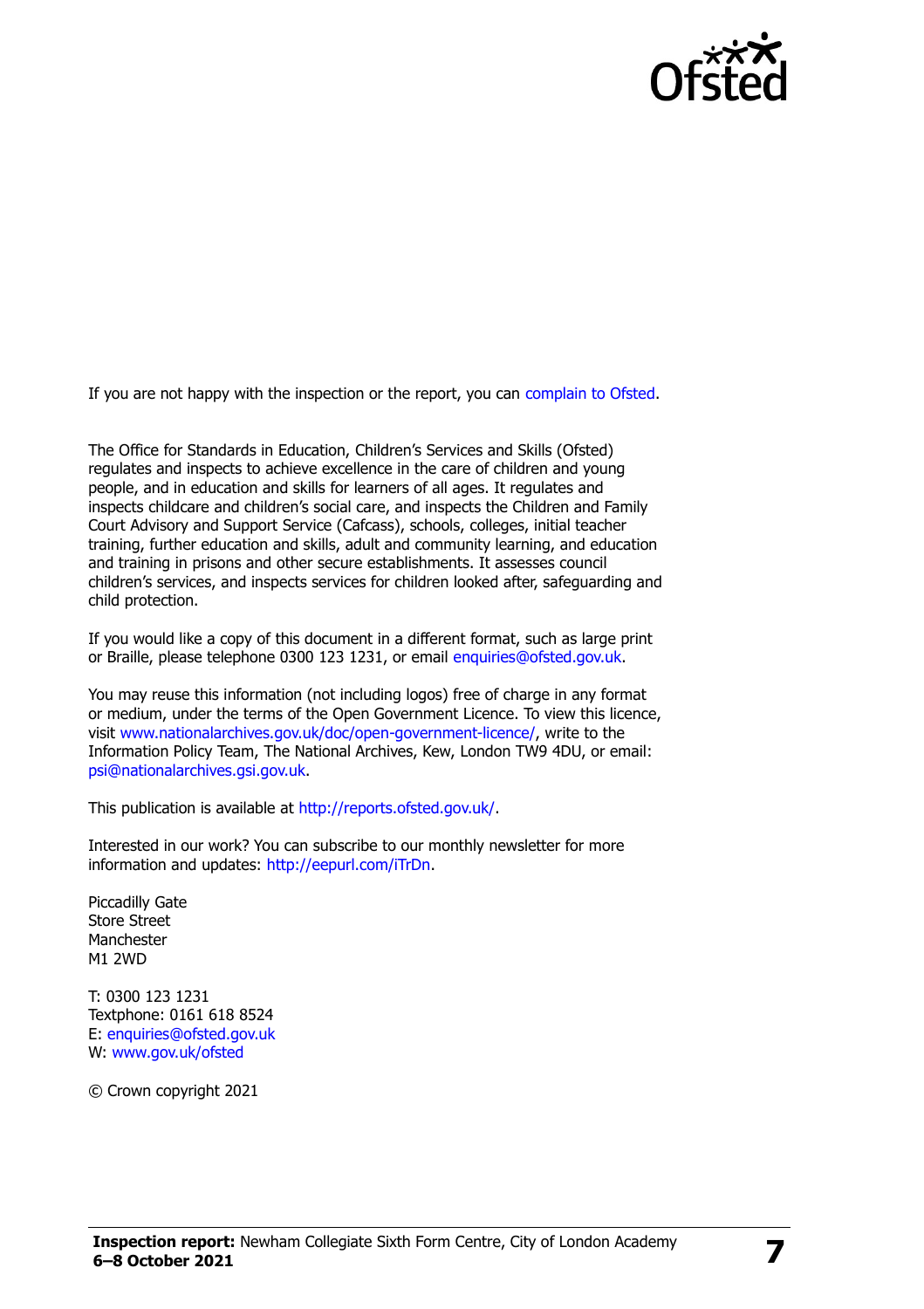If you are not happy with the inspection or the report, you can complain to Ofsted.

The Office for Standards in Education, Children's Services and Skills (Ofsted) regulates and inspects to achieve excellence in the care of children and young people, and in education and skills for learners of all ages. It regulates and inspects childcare and children's social care, and inspects the Children and Family Court Advisory and Support Service (Cafcass), schools, colleges, initial teacher training, further education and skills, adult and community learning, and education and training in prisons and other secure establishments. It assesses council children's services, and inspects services for children looked after, safeguarding and child protection.

If you would like a copy of this document in a different format, such as large print or Braille, please telephone 0300 123 1231, or email enquiries@ofsted.gov.uk.

You may reuse this information (not including logos) free of charge in any format or medium, under the terms of the Open Government Licence. To view this licence, visit www.nationalarchives.gov.uk/doc/open-government-licence/, write to the Information Policy Team, The National Archives, Kew, London TW9 4DU, or email: psi@nationalarchives.gsi.gov.uk.

This publication is available at http://reports.ofsted.gov.uk/.

Interested in our work? You can subscribe to our monthly newsletter for more information and updates: http://eepurl.com/iTrDn.

Piccadilly Gate
Store Street
Manchester
M1 2WD

T: 0300 123 1231
Textphone: 0161 618 8524
E: enquiries@ofsted.gov.uk
W: www.gov.uk/ofsted

© Crown copyright 2021